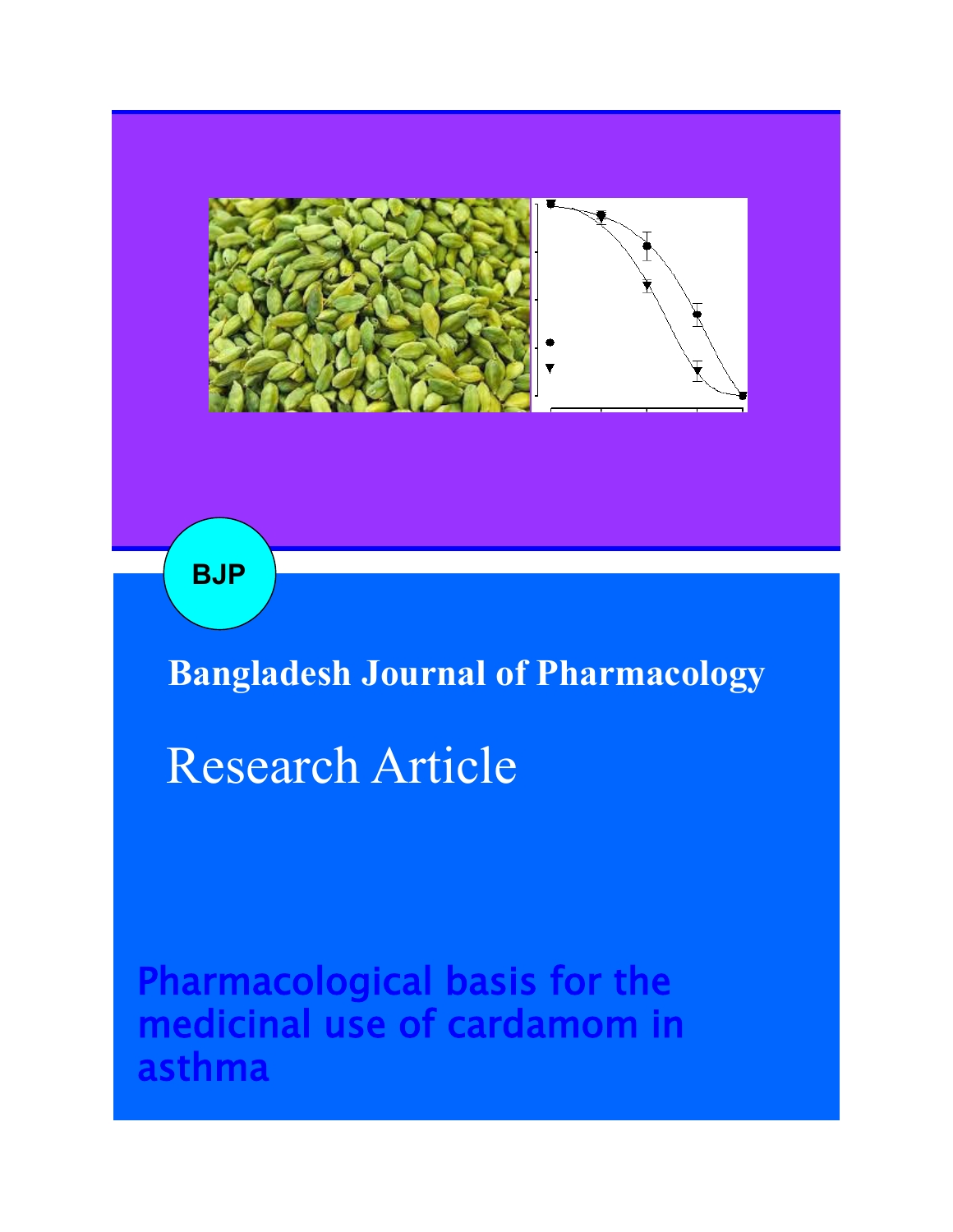BJP

Bangladesh Journal of Pharmacology

Research Article

# Pharmacological basis for the medicinal use of cardamom in asthma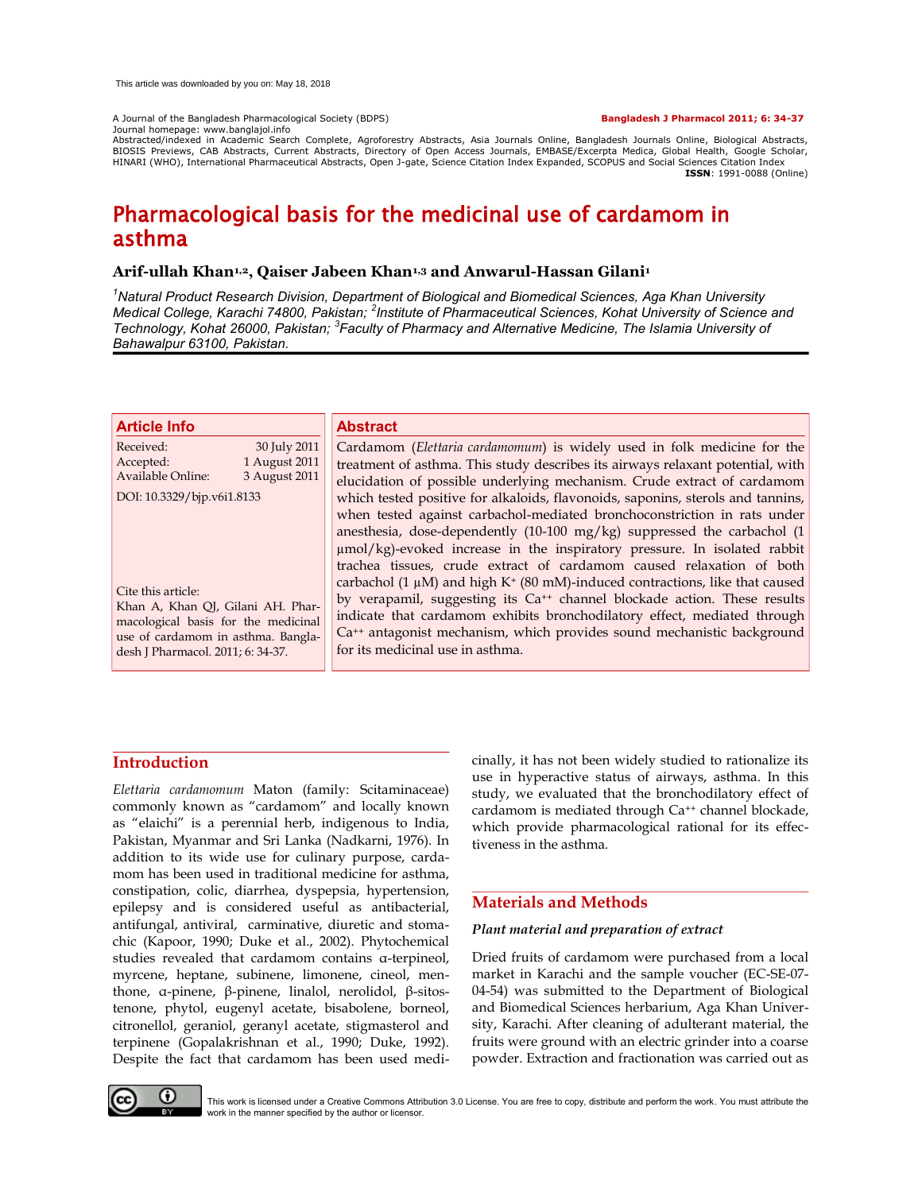This article was downloaded by you on: May 18, 2018

A Journal of the Bangladesh Pharmacological Society (BDPS)
Journal homepage: www.banglajol.info
Abstracted/indexed in Academic Search Complete, Agroforestry Abstracts, Asia Journals Online, Bangladesh Journals Online, Biological Abstracts, BIOSIS Previews, CAB Abstracts, Current Abstracts, Directory of Open Access Journals, EMBASE/Excerpta Medica, Global Health, Google Scholar, HINARI (WHO), International Pharmaceutical Abstracts, Open J-gate, Science Citation Index Expanded, SCOPUS and Social Sciences Citation Index

**ISSN**: 1991-0088 (Online)

**Bangladesh J Pharmacol 2011; 6: 34-37**

# Pharmacological basis for the medicinal use of cardamom in asthma

**Arif-ullah Khan[1,2], Qaiser Jabeen Khan[1,3] and Anwarul-Hassan Gilani[1]**

*[1]Natural Product Research Division, Department of Biological and Biomedical Sciences, Aga Khan University Medical College, Karachi 74800, Pakistan; [2]Institute of Pharmaceutical Sciences, Kohat University of Science and Technology, Kohat 26000, Pakistan; [3]Faculty of Pharmacy and Alternative Medicine, The Islamia University of Bahawalpur 63100, Pakistan.*

## Article Info

| | |
|---|---|
| Received: | 30 July 2011 |
| Accepted: | 1 August 2011 |
| Available Online: | 3 August 2011 |

DOI: 10.3329/bjp.v6i1.8133

Cite this article:
Khan A, Khan QJ, Gilani AH. Pharmacological basis for the medicinal use of cardamom in asthma. Bangladesh J Pharmacol. 2011; 6: 34-37.

## Abstract

Cardamom (*Elettaria cardamomum*) is widely used in folk medicine for the treatment of asthma. This study describes its airways relaxant potential, with elucidation of possible underlying mechanism. Crude extract of cardamom which tested positive for alkaloids, flavonoids, saponins, sterols and tannins, when tested against carbachol-mediated bronchoconstriction in rats under anesthesia, dose-dependently (10-100 mg/kg) suppressed the carbachol (1 µmol/kg)-evoked increase in the inspiratory pressure. In isolated rabbit trachea tissues, crude extract of cardamom caused relaxation of both carbachol (1 µM) and high $K^+$ (80 mM)-induced contractions, like that caused by verapamil, suggesting its $Ca^{++}$ channel blockade action. These results indicate that cardamom exhibits bronchodilatory effect, mediated through $Ca^{++}$ antagonist mechanism, which provides sound mechanistic background for its medicinal use in asthma.

## Introduction

*Elettaria cardamomum* Maton (family: Scitaminaceae) commonly known as "cardamom" and locally known as "elaichi" is a perennial herb, indigenous to India, Pakistan, Myanmar and Sri Lanka (Nadkarni, 1976). In addition to its wide use for culinary purpose, cardamom has been used in traditional medicine for asthma, constipation, colic, diarrhea, dyspepsia, hypertension, epilepsy and is considered useful as antibacterial, antifungal, antiviral, carminative, diuretic and stomachic (Kapoor, 1990; Duke et al., 2002). Phytochemical studies revealed that cardamom contains α-terpineol, myrcene, heptane, subinene, limonene, cineol, menthone, α-pinene, β-pinene, linalol, nerolidol, β-sitostenone, phytol, eugenyl acetate, bisabolene, borneol, citronellol, geraniol, geranyl acetate, stigmasterol and terpinene (Gopalakrishnan et al., 1990; Duke, 1992). Despite the fact that cardamom has been used medicinally, it has not been widely studied to rationalize its use in hyperactive status of airways, asthma. In this study, we evaluated that the bronchodilatory effect of cardamom is mediated through $Ca^{++}$ channel blockade, which provide pharmacological rational for its effectiveness in the asthma.

## Materials and Methods

### *Plant material and preparation of extract*

Dried fruits of cardamom were purchased from a local market in Karachi and the sample voucher (EC-SE-07-04-54) was submitted to the Department of Biological and Biomedical Sciences herbarium, Aga Khan University, Karachi. After cleaning of adulterant material, the fruits were ground with an electric grinder into a coarse powder. Extraction and fractionation was carried out as

This work is licensed under a Creative Commons Attribution 3.0 License. You are free to copy, distribute and perform the work. You must attribute the work in the manner specified by the author or licensor.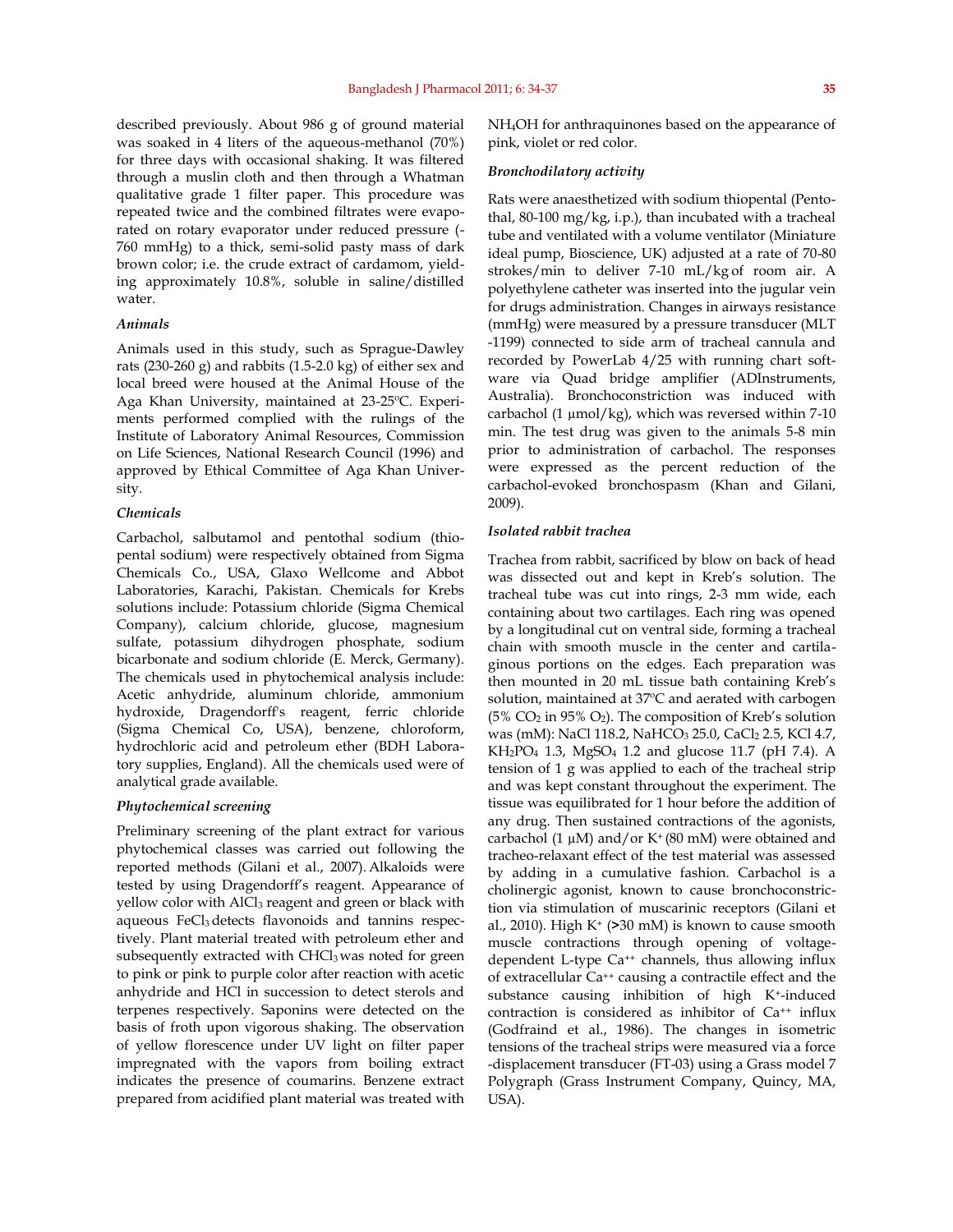described previously. About 986 g of ground material was soaked in 4 liters of the aqueous-methanol (70%) for three days with occasional shaking. It was filtered through a muslin cloth and then through a Whatman qualitative grade 1 filter paper. This procedure was repeated twice and the combined filtrates were evaporated on rotary evaporator under reduced pressure (-760 mmHg) to a thick, semi-solid pasty mass of dark brown color; i.e. the crude extract of cardamom, yielding approximately 10.8%, soluble in saline/distilled water.

### *Animals*

Animals used in this study, such as Sprague-Dawley rats (230-260 g) and rabbits (1.5-2.0 kg) of either sex and local breed were housed at the Animal House of the Aga Khan University, maintained at 23-25°C. Experiments performed complied with the rulings of the Institute of Laboratory Animal Resources, Commission on Life Sciences, National Research Council (1996) and approved by Ethical Committee of Aga Khan University.

### *Chemicals*

Carbachol, salbutamol and pentothal sodium (thiopental sodium) were respectively obtained from Sigma Chemicals Co., USA, Glaxo Wellcome and Abbot Laboratories, Karachi, Pakistan. Chemicals for Krebs solutions include: Potassium chloride (Sigma Chemical Company), calcium chloride, glucose, magnesium sulfate, potassium dihydrogen phosphate, sodium bicarbonate and sodium chloride (E. Merck, Germany). The chemicals used in phytochemical analysis include: Acetic anhydride, aluminum chloride, ammonium hydroxide, Dragendorff's reagent, ferric chloride (Sigma Chemical Co, USA), benzene, chloroform, hydrochloric acid and petroleum ether (BDH Laboratory supplies, England). All the chemicals used were of analytical grade available.

### *Phytochemical screening*

Preliminary screening of the plant extract for various phytochemical classes was carried out following the reported methods (Gilani et al., 2007). Alkaloids were tested by using Dragendorff's reagent. Appearance of yellow color with $AlCl_3$ reagent and green or black with aqueous $FeCl_3$ detects flavonoids and tannins respectively. Plant material treated with petroleum ether and subsequently extracted with $CHCl_3$ was noted for green to pink or pink to purple color after reaction with acetic anhydride and HCl in succession to detect sterols and terpenes respectively. Saponins were detected on the basis of froth upon vigorous shaking. The observation of yellow florescence under UV light on filter paper impregnated with the vapors from boiling extract indicates the presence of coumarins. Benzene extract prepared from acidified plant material was treated with $NH_4OH$ for anthraquinones based on the appearance of pink, violet or red color.

### *Bronchodilatory activity*

Rats were anaesthetized with sodium thiopental (Pentothal, 80-100 mg/kg, i.p.), than incubated with a tracheal tube and ventilated with a volume ventilator (Miniature ideal pump, Bioscience, UK) adjusted at a rate of 70-80 strokes/min to deliver 7-10 mL/kg of room air. A polyethylene catheter was inserted into the jugular vein for drugs administration. Changes in airways resistance (mmHg) were measured by a pressure transducer (MLT-1199) connected to side arm of tracheal cannula and recorded by PowerLab 4/25 with running chart software via Quad bridge amplifier (ADInstruments, Australia). Bronchoconstriction was induced with carbachol (1 µmol/kg), which was reversed within 7-10 min. The test drug was given to the animals 5-8 min prior to administration of carbachol. The responses were expressed as the percent reduction of the carbachol-evoked bronchospasm (Khan and Gilani, 2009).

### *Isolated rabbit trachea*

Trachea from rabbit, sacrificed by blow on back of head was dissected out and kept in Kreb's solution. The tracheal tube was cut into rings, 2-3 mm wide, each containing about two cartilages. Each ring was opened by a longitudinal cut on ventral side, forming a tracheal chain with smooth muscle in the center and cartilaginous portions on the edges. Each preparation was then mounted in 20 mL tissue bath containing Kreb's solution, maintained at 37°C and aerated with carbogen (5% $CO_2$ in 95% $O_2$). The composition of Kreb's solution was (mM): NaCl 118.2, $NaHCO_3$ 25.0, $CaCl_2$ 2.5, KCl 4.7, $KH_2PO_4$ 1.3, $MgSO_4$ 1.2 and glucose 11.7 (pH 7.4). A tension of 1 g was applied to each of the tracheal strip and was kept constant throughout the experiment. The tissue was equilibrated for 1 hour before the addition of any drug. Then sustained contractions of the agonists, carbachol (1 µM) and/or $K^+$ (80 mM) were obtained and tracheo-relaxant effect of the test material was assessed by adding in a cumulative fashion. Carbachol is a cholinergic agonist, known to cause bronchoconstriction via stimulation of muscarinic receptors (Gilani et al., 2010). High $K^+$ (>30 mM) is known to cause smooth muscle contractions through opening of voltage-dependent L-type $Ca^{++}$ channels, thus allowing influx of extracellular $Ca^{++}$ causing a contractile effect and the substance causing inhibition of high $K^+$-induced contraction is considered as inhibitor of $Ca^{++}$ influx (Godfraind et al., 1986). The changes in isometric tensions of the tracheal strips were measured via a force-displacement transducer (FT-03) using a Grass model 7 Polygraph (Grass Instrument Company, Quincy, MA, USA).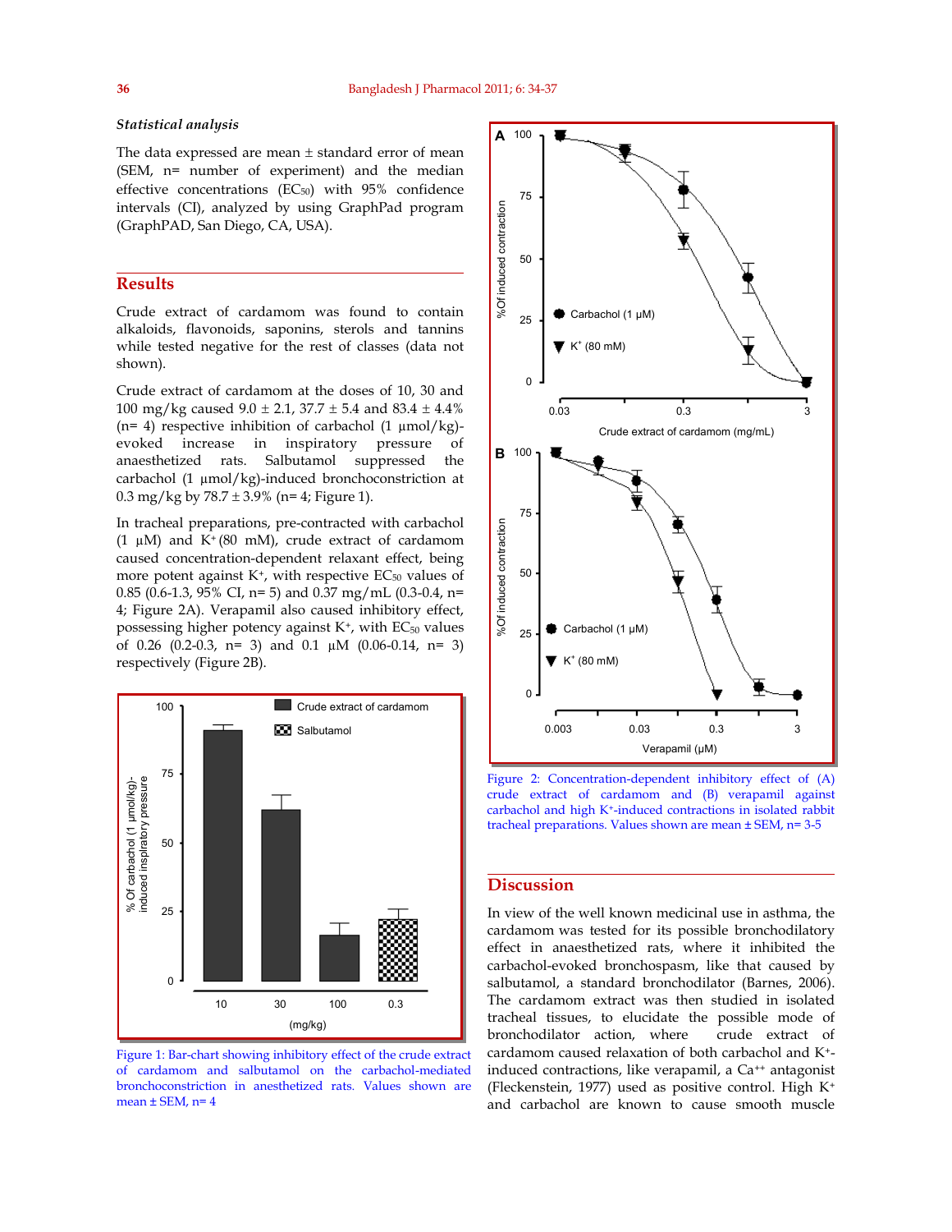### *Statistical analysis*

The data expressed are mean ± standard error of mean (SEM, n= number of experiment) and the median effective concentrations ($EC_{50}$) with 95% confidence intervals (CI), analyzed by using GraphPad program (GraphPAD, San Diego, CA, USA).

## Results

Crude extract of cardamom was found to contain alkaloids, flavonoids, saponins, sterols and tannins while tested negative for the rest of classes (data not shown).

Crude extract of cardamom at the doses of 10, 30 and 100 mg/kg caused 9.0 ± 2.1, 37.7 ± 5.4 and 83.4 ± 4.4% (n= 4) respective inhibition of carbachol (1 µmol/kg)-evoked increase in inspiratory pressure of anaesthetized rats. Salbutamol suppressed the carbachol (1 µmol/kg)-induced bronchoconstriction at 0.3 mg/kg by 78.7 ± 3.9% (n= 4; Figure 1).

In tracheal preparations, pre-contracted with carbachol (1 µM) and $K^+$ (80 mM), crude extract of cardamom caused concentration-dependent relaxant effect, being more potent against $K^+$, with respective $EC_{50}$ values of 0.85 (0.6-1.3, 95% CI, n= 5) and 0.37 mg/mL (0.3-0.4, n= 4; Figure 2A). Verapamil also caused inhibitory effect, possessing higher potency against $K^+$, with $EC_{50}$ values of 0.26 (0.2-0.3, n= 3) and 0.1 µM (0.06-0.14, n= 3) respectively (Figure 2B).

Figure 1: Bar-chart showing inhibitory effect of the crude extract of cardamom and salbutamol on the carbachol-mediated bronchoconstriction in anesthetized rats. Values shown are mean ± SEM, n= 4

Figure 2: Concentration-dependent inhibitory effect of (A) crude extract of cardamom and (B) verapamil against carbachol and high $K^+$-induced contractions in isolated rabbit tracheal preparations. Values shown are mean ± SEM, n= 3-5

## Discussion

In view of the well known medicinal use in asthma, the cardamom was tested for its possible bronchodilatory effect in anaesthetized rats, where it inhibited the carbachol-evoked bronchospasm, like that caused by salbutamol, a standard bronchodilator (Barnes, 2006). The cardamom extract was then studied in isolated tracheal tissues, to elucidate the possible mode of bronchodilator action, where crude extract of cardamom caused relaxation of both carbachol and $K^+$-induced contractions, like verapamil, a $Ca^{++}$ antagonist (Fleckenstein, 1977) used as positive control. High $K^+$ and carbachol are known to cause smooth muscle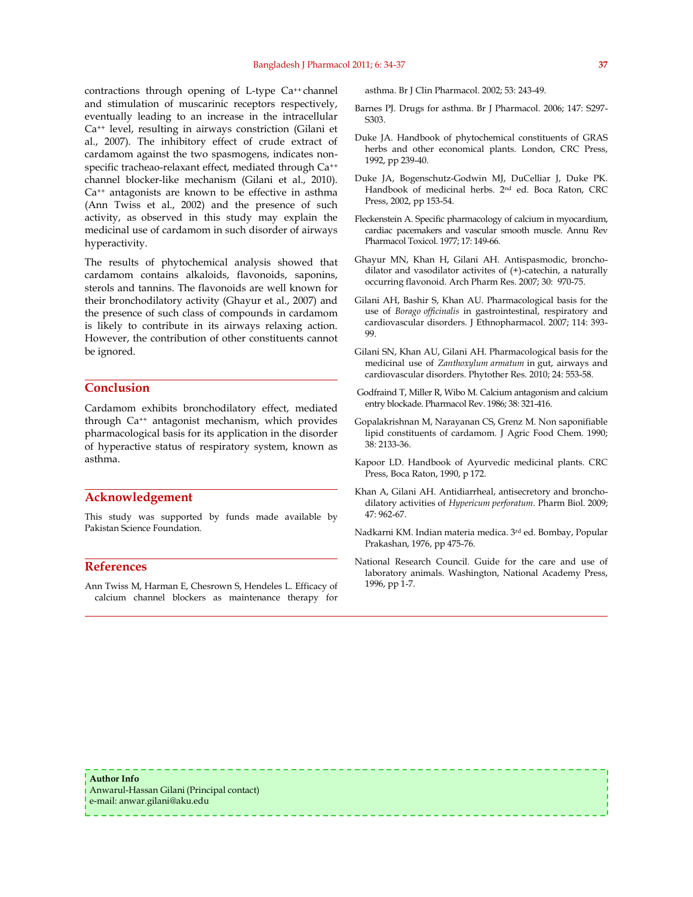contractions through opening of L-type $Ca^{++}$ channel and stimulation of muscarinic receptors respectively, eventually leading to an increase in the intracellular $Ca^{++}$ level, resulting in airways constriction (Gilani et al., 2007). The inhibitory effect of crude extract of cardamom against the two spasmogens, indicates non-specific tracheao-relaxant effect, mediated through $Ca^{++}$ channel blocker-like mechanism (Gilani et al., 2010). $Ca^{++}$ antagonists are known to be effective in asthma (Ann Twiss et al., 2002) and the presence of such activity, as observed in this study may explain the medicinal use of cardamom in such disorder of airways hyperactivity.

The results of phytochemical analysis showed that cardamom contains alkaloids, flavonoids, saponins, sterols and tannins. The flavonoids are well known for their bronchodilatory activity (Ghayur et al., 2007) and the presence of such class of compounds in cardamom is likely to contribute in its airways relaxing action. However, the contribution of other constituents cannot be ignored.

## Conclusion

Cardamom exhibits bronchodilatory effect, mediated through $Ca^{++}$ antagonist mechanism, which provides pharmacological basis for its application in the disorder of hyperactive status of respiratory system, known as asthma.

## Acknowledgement

This study was supported by funds made available by Pakistan Science Foundation.

## References

Ann Twiss M, Harman E, Chesrown S, Hendeles L. Efficacy of calcium channel blockers as maintenance therapy for asthma. Br J Clin Pharmacol. 2002; 53: 243-49.

Barnes PJ. Drugs for asthma. Br J Pharmacol. 2006; 147: S297-S303.

Duke JA. Handbook of phytochemical constituents of GRAS herbs and other economical plants. London, CRC Press, 1992, pp 239-40.

Duke JA, Bogenschutz-Godwin MJ, DuCelliar J, Duke PK. Handbook of medicinal herbs. 2nd ed. Boca Raton, CRC Press, 2002, pp 153-54.

Fleckenstein A. Specific pharmacology of calcium in myocardium, cardiac pacemakers and vascular smooth muscle. Annu Rev Pharmacol Toxicol. 1977; 17: 149-66.

Ghayur MN, Khan H, Gilani AH. Antispasmodic, bronchodilator and vasodilator activites of (+)-catechin, a naturally occurring flavonoid. Arch Pharm Res. 2007; 30: 970-75.

Gilani AH, Bashir S, Khan AU. Pharmacological basis for the use of *Borago officinalis* in gastrointestinal, respiratory and cardiovascular disorders. J Ethnopharmacol. 2007; 114: 393-99.

Gilani SN, Khan AU, Gilani AH. Pharmacological basis for the medicinal use of *Zanthoxylum armatum* in gut, airways and cardiovascular disorders. Phytother Res. 2010; 24: 553-58.

Godfraind T, Miller R, Wibo M. Calcium antagonism and calcium entry blockade. Pharmacol Rev. 1986; 38: 321-416.

Gopalakrishnan M, Narayanan CS, Grenz M. Non saponifiable lipid constituents of cardamom. J Agric Food Chem. 1990; 38: 2133-36.

Kapoor LD. Handbook of Ayurvedic medicinal plants. CRC Press, Boca Raton, 1990, p 172.

Khan A, Gilani AH. Antidiarrheal, antisecretory and bronchodilatory activities of *Hypericum perforatum*. Pharm Biol. 2009; 47: 962-67.

Nadkarni KM. Indian materia medica. 3rd ed. Bombay, Popular Prakashan, 1976, pp 475-76.

National Research Council. Guide for the care and use of laboratory animals. Washington, National Academy Press, 1996, pp 1-7.

**Author Info**
Anwarul-Hassan Gilani (Principal contact)
e-mail: anwar.gilani@aku.edu